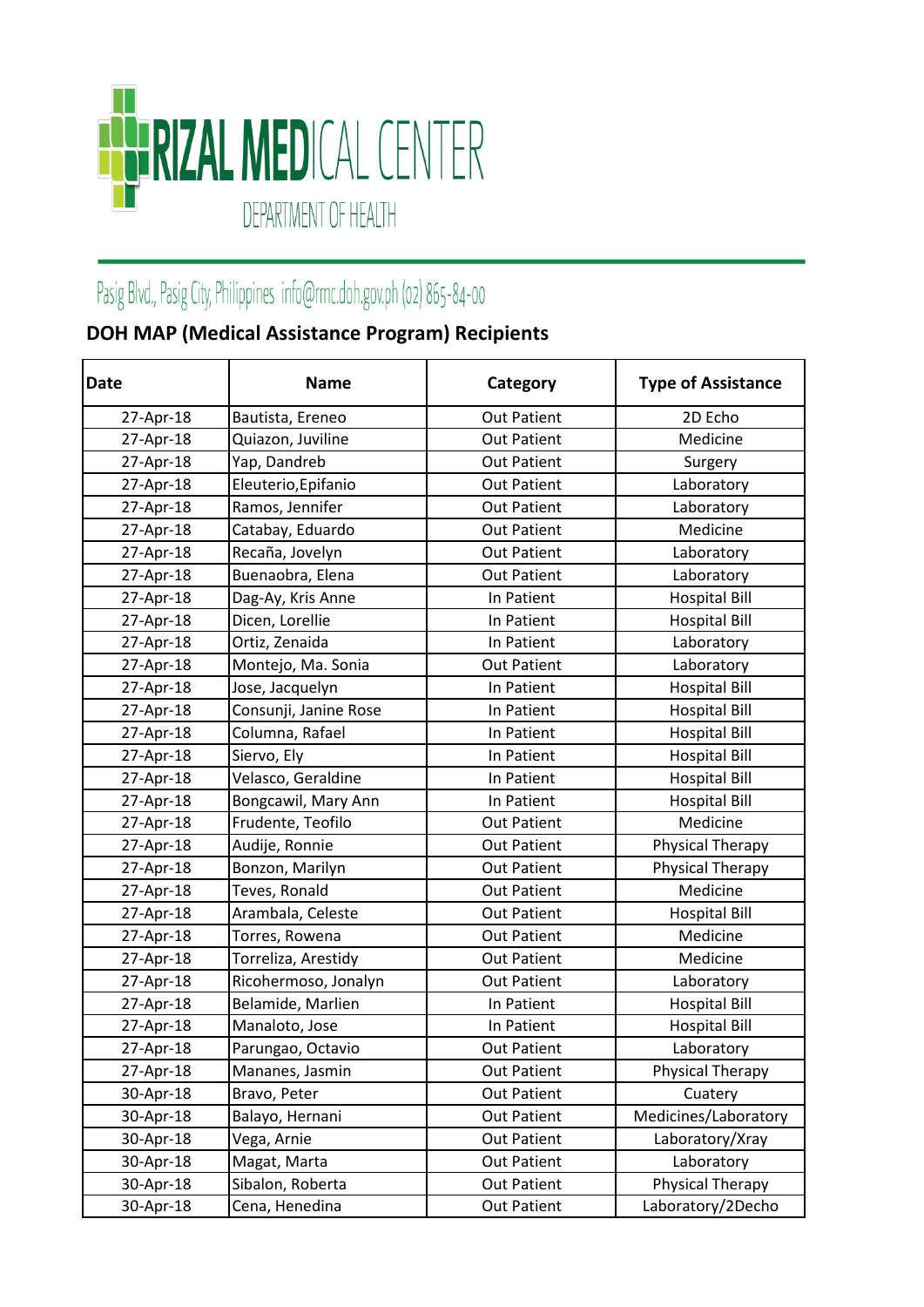# RIZAL MEDICAL CENTER

DEPARTMENT OF HEALTH

Pasig Blvd., Pasig City, Philippines info@rmc.doh.gov.ph (02) 865-84-00

## DOH MAP (Medical Assistance Program) Recipients

| Date | Name | Category | Type of Assistance |
|---|---|---|---|
| 27-Apr-18 | Bautista, Ereneo | Out Patient | 2D Echo |
| 27-Apr-18 | Quiazon, Juviline | Out Patient | Medicine |
| 27-Apr-18 | Yap, Dandreb | Out Patient | Surgery |
| 27-Apr-18 | Eleuterio,Epifanio | Out Patient | Laboratory |
| 27-Apr-18 | Ramos, Jennifer | Out Patient | Laboratory |
| 27-Apr-18 | Catabay, Eduardo | Out Patient | Medicine |
| 27-Apr-18 | Recaña, Jovelyn | Out Patient | Laboratory |
| 27-Apr-18 | Buenaobra, Elena | Out Patient | Laboratory |
| 27-Apr-18 | Dag-Ay, Kris Anne | In Patient | Hospital Bill |
| 27-Apr-18 | Dicen, Lorellie | In Patient | Hospital Bill |
| 27-Apr-18 | Ortiz, Zenaida | In Patient | Laboratory |
| 27-Apr-18 | Montejo, Ma. Sonia | Out Patient | Laboratory |
| 27-Apr-18 | Jose, Jacquelyn | In Patient | Hospital Bill |
| 27-Apr-18 | Consunji, Janine Rose | In Patient | Hospital Bill |
| 27-Apr-18 | Columna, Rafael | In Patient | Hospital Bill |
| 27-Apr-18 | Siervo, Ely | In Patient | Hospital Bill |
| 27-Apr-18 | Velasco, Geraldine | In Patient | Hospital Bill |
| 27-Apr-18 | Bongcawil, Mary Ann | In Patient | Hospital Bill |
| 27-Apr-18 | Frudente, Teofilo | Out Patient | Medicine |
| 27-Apr-18 | Audije, Ronnie | Out Patient | Physical Therapy |
| 27-Apr-18 | Bonzon, Marilyn | Out Patient | Physical Therapy |
| 27-Apr-18 | Teves, Ronald | Out Patient | Medicine |
| 27-Apr-18 | Arambala, Celeste | Out Patient | Hospital Bill |
| 27-Apr-18 | Torres, Rowena | Out Patient | Medicine |
| 27-Apr-18 | Torreliza, Arestidy | Out Patient | Medicine |
| 27-Apr-18 | Ricohermoso, Jonalyn | Out Patient | Laboratory |
| 27-Apr-18 | Belamide, Marlien | In Patient | Hospital Bill |
| 27-Apr-18 | Manaloto, Jose | In Patient | Hospital Bill |
| 27-Apr-18 | Parungao, Octavio | Out Patient | Laboratory |
| 27-Apr-18 | Mananes, Jasmin | Out Patient | Physical Therapy |
| 30-Apr-18 | Bravo, Peter | Out Patient | Cuatery |
| 30-Apr-18 | Balayo, Hernani | Out Patient | Medicines/Laboratory |
| 30-Apr-18 | Vega, Arnie | Out Patient | Laboratory/Xray |
| 30-Apr-18 | Magat, Marta | Out Patient | Laboratory |
| 30-Apr-18 | Sibalon, Roberta | Out Patient | Physical Therapy |
| 30-Apr-18 | Cena, Henedina | Out Patient | Laboratory/2Decho |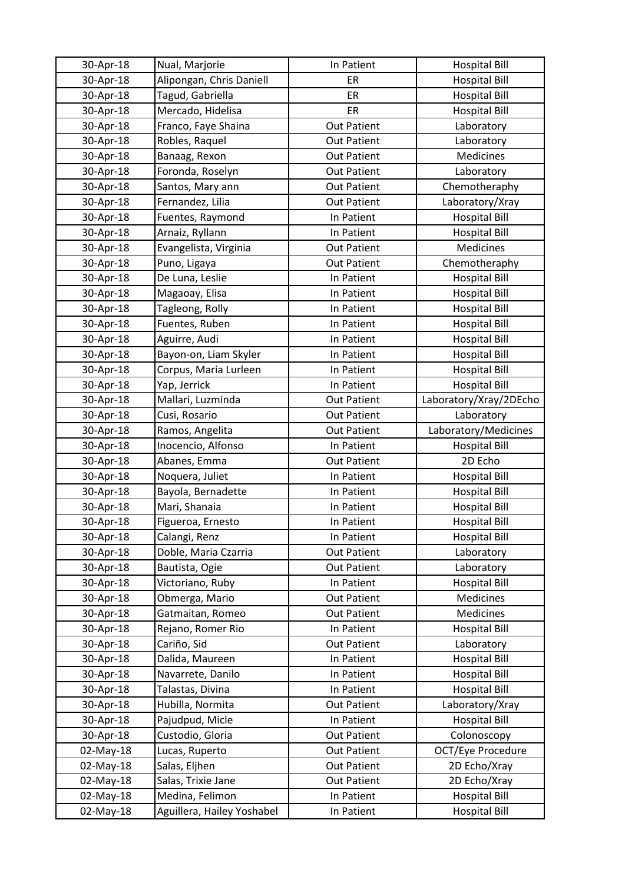| 30-Apr-18 | Nual, Marjorie | In Patient | Hospital Bill |
|---|---|---|---|
| 30-Apr-18 | Alipongan, Chris Daniell | ER | Hospital Bill |
| 30-Apr-18 | Tagud, Gabriella | ER | Hospital Bill |
| 30-Apr-18 | Mercado, Hidelisa | ER | Hospital Bill |
| 30-Apr-18 | Franco, Faye Shaina | Out Patient | Laboratory |
| 30-Apr-18 | Robles, Raquel | Out Patient | Laboratory |
| 30-Apr-18 | Banaag, Rexon | Out Patient | Medicines |
| 30-Apr-18 | Foronda, Roselyn | Out Patient | Laboratory |
| 30-Apr-18 | Santos, Mary ann | Out Patient | Chemotheraphy |
| 30-Apr-18 | Fernandez, Lilia | Out Patient | Laboratory/Xray |
| 30-Apr-18 | Fuentes, Raymond | In Patient | Hospital Bill |
| 30-Apr-18 | Arnaiz, Ryllann | In Patient | Hospital Bill |
| 30-Apr-18 | Evangelista, Virginia | Out Patient | Medicines |
| 30-Apr-18 | Puno, Ligaya | Out Patient | Chemotheraphy |
| 30-Apr-18 | De Luna, Leslie | In Patient | Hospital Bill |
| 30-Apr-18 | Magaoay, Elisa | In Patient | Hospital Bill |
| 30-Apr-18 | Tagleong, Rolly | In Patient | Hospital Bill |
| 30-Apr-18 | Fuentes, Ruben | In Patient | Hospital Bill |
| 30-Apr-18 | Aguirre, Audi | In Patient | Hospital Bill |
| 30-Apr-18 | Bayon-on, Liam Skyler | In Patient | Hospital Bill |
| 30-Apr-18 | Corpus, Maria Lurleen | In Patient | Hospital Bill |
| 30-Apr-18 | Yap, Jerrick | In Patient | Hospital Bill |
| 30-Apr-18 | Mallari, Luzminda | Out Patient | Laboratory/Xray/2DEcho |
| 30-Apr-18 | Cusi, Rosario | Out Patient | Laboratory |
| 30-Apr-18 | Ramos, Angelita | Out Patient | Laboratory/Medicines |
| 30-Apr-18 | Inocencio, Alfonso | In Patient | Hospital Bill |
| 30-Apr-18 | Abanes, Emma | Out Patient | 2D Echo |
| 30-Apr-18 | Noquera, Juliet | In Patient | Hospital Bill |
| 30-Apr-18 | Bayola, Bernadette | In Patient | Hospital Bill |
| 30-Apr-18 | Mari, Shanaia | In Patient | Hospital Bill |
| 30-Apr-18 | Figueroa, Ernesto | In Patient | Hospital Bill |
| 30-Apr-18 | Calangi, Renz | In Patient | Hospital Bill |
| 30-Apr-18 | Doble, Maria Czarria | Out Patient | Laboratory |
| 30-Apr-18 | Bautista, Ogie | Out Patient | Laboratory |
| 30-Apr-18 | Victoriano, Ruby | In Patient | Hospital Bill |
| 30-Apr-18 | Obmerga, Mario | Out Patient | Medicines |
| 30-Apr-18 | Gatmaitan, Romeo | Out Patient | Medicines |
| 30-Apr-18 | Rejano, Romer Rio | In Patient | Hospital Bill |
| 30-Apr-18 | Cariño, Sid | Out Patient | Laboratory |
| 30-Apr-18 | Dalida, Maureen | In Patient | Hospital Bill |
| 30-Apr-18 | Navarrete, Danilo | In Patient | Hospital Bill |
| 30-Apr-18 | Talastas, Divina | In Patient | Hospital Bill |
| 30-Apr-18 | Hubilla, Normita | Out Patient | Laboratory/Xray |
| 30-Apr-18 | Pajudpud, Micle | In Patient | Hospital Bill |
| 30-Apr-18 | Custodio, Gloria | Out Patient | Colonoscopy |
| 02-May-18 | Lucas, Ruperto | Out Patient | OCT/Eye Procedure |
| 02-May-18 | Salas, Eljhen | Out Patient | 2D Echo/Xray |
| 02-May-18 | Salas, Trixie Jane | Out Patient | 2D Echo/Xray |
| 02-May-18 | Medina, Felimon | In Patient | Hospital Bill |
| 02-May-18 | Aguillera, Hailey Yoshabel | In Patient | Hospital Bill |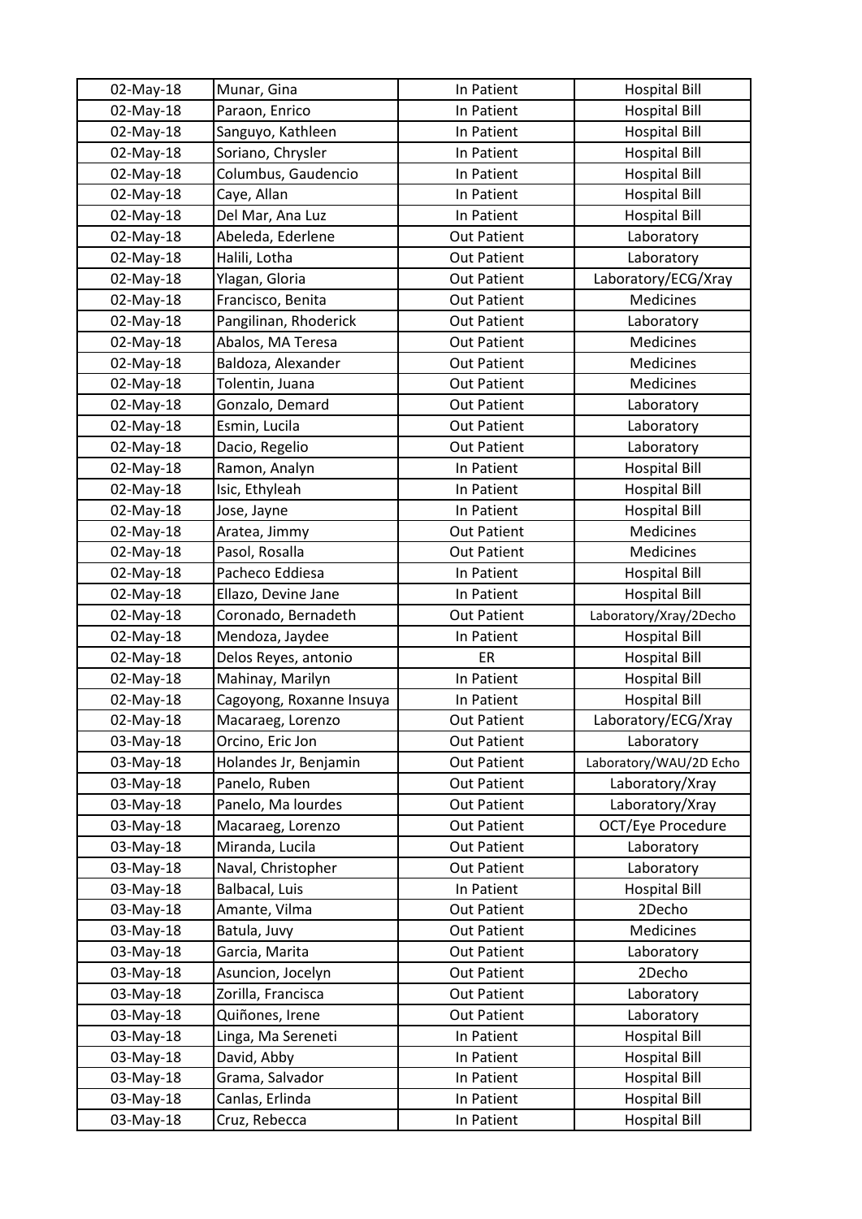| | | | |
|---|---|---|---|
| 02-May-18 | Munar, Gina | In Patient | Hospital Bill |
| 02-May-18 | Paraon, Enrico | In Patient | Hospital Bill |
| 02-May-18 | Sanguyo, Kathleen | In Patient | Hospital Bill |
| 02-May-18 | Soriano, Chrysler | In Patient | Hospital Bill |
| 02-May-18 | Columbus, Gaudencio | In Patient | Hospital Bill |
| 02-May-18 | Caye, Allan | In Patient | Hospital Bill |
| 02-May-18 | Del Mar, Ana Luz | In Patient | Hospital Bill |
| 02-May-18 | Abeleda, Ederlene | Out Patient | Laboratory |
| 02-May-18 | Halili, Lotha | Out Patient | Laboratory |
| 02-May-18 | Ylagan, Gloria | Out Patient | Laboratory/ECG/Xray |
| 02-May-18 | Francisco, Benita | Out Patient | Medicines |
| 02-May-18 | Pangilinan, Rhoderick | Out Patient | Laboratory |
| 02-May-18 | Abalos, MA Teresa | Out Patient | Medicines |
| 02-May-18 | Baldoza, Alexander | Out Patient | Medicines |
| 02-May-18 | Tolentin, Juana | Out Patient | Medicines |
| 02-May-18 | Gonzalo, Demard | Out Patient | Laboratory |
| 02-May-18 | Esmin, Lucila | Out Patient | Laboratory |
| 02-May-18 | Dacio, Regelio | Out Patient | Laboratory |
| 02-May-18 | Ramon, Analyn | In Patient | Hospital Bill |
| 02-May-18 | Isic, Ethyleah | In Patient | Hospital Bill |
| 02-May-18 | Jose, Jayne | In Patient | Hospital Bill |
| 02-May-18 | Aratea, Jimmy | Out Patient | Medicines |
| 02-May-18 | Pasol, Rosalla | Out Patient | Medicines |
| 02-May-18 | Pacheco Eddiesa | In Patient | Hospital Bill |
| 02-May-18 | Ellazo, Devine Jane | In Patient | Hospital Bill |
| 02-May-18 | Coronado, Bernadeth | Out Patient | Laboratory/Xray/2Decho |
| 02-May-18 | Mendoza, Jaydee | In Patient | Hospital Bill |
| 02-May-18 | Delos Reyes, antonio | ER | Hospital Bill |
| 02-May-18 | Mahinay, Marilyn | In Patient | Hospital Bill |
| 02-May-18 | Cagoyong, Roxanne Insuya | In Patient | Hospital Bill |
| 02-May-18 | Macaraeg, Lorenzo | Out Patient | Laboratory/ECG/Xray |
| 03-May-18 | Orcino, Eric Jon | Out Patient | Laboratory |
| 03-May-18 | Holandes Jr, Benjamin | Out Patient | Laboratory/WAU/2D Echo |
| 03-May-18 | Panelo, Ruben | Out Patient | Laboratory/Xray |
| 03-May-18 | Panelo, Ma lourdes | Out Patient | Laboratory/Xray |
| 03-May-18 | Macaraeg, Lorenzo | Out Patient | OCT/Eye Procedure |
| 03-May-18 | Miranda, Lucila | Out Patient | Laboratory |
| 03-May-18 | Naval, Christopher | Out Patient | Laboratory |
| 03-May-18 | Balbacal, Luis | In Patient | Hospital Bill |
| 03-May-18 | Amante, Vilma | Out Patient | 2Decho |
| 03-May-18 | Batula, Juvy | Out Patient | Medicines |
| 03-May-18 | Garcia, Marita | Out Patient | Laboratory |
| 03-May-18 | Asuncion, Jocelyn | Out Patient | 2Decho |
| 03-May-18 | Zorilla, Francisca | Out Patient | Laboratory |
| 03-May-18 | Quiñones, Irene | Out Patient | Laboratory |
| 03-May-18 | Linga, Ma Sereneti | In Patient | Hospital Bill |
| 03-May-18 | David, Abby | In Patient | Hospital Bill |
| 03-May-18 | Grama, Salvador | In Patient | Hospital Bill |
| 03-May-18 | Canlas, Erlinda | In Patient | Hospital Bill |
| 03-May-18 | Cruz, Rebecca | In Patient | Hospital Bill |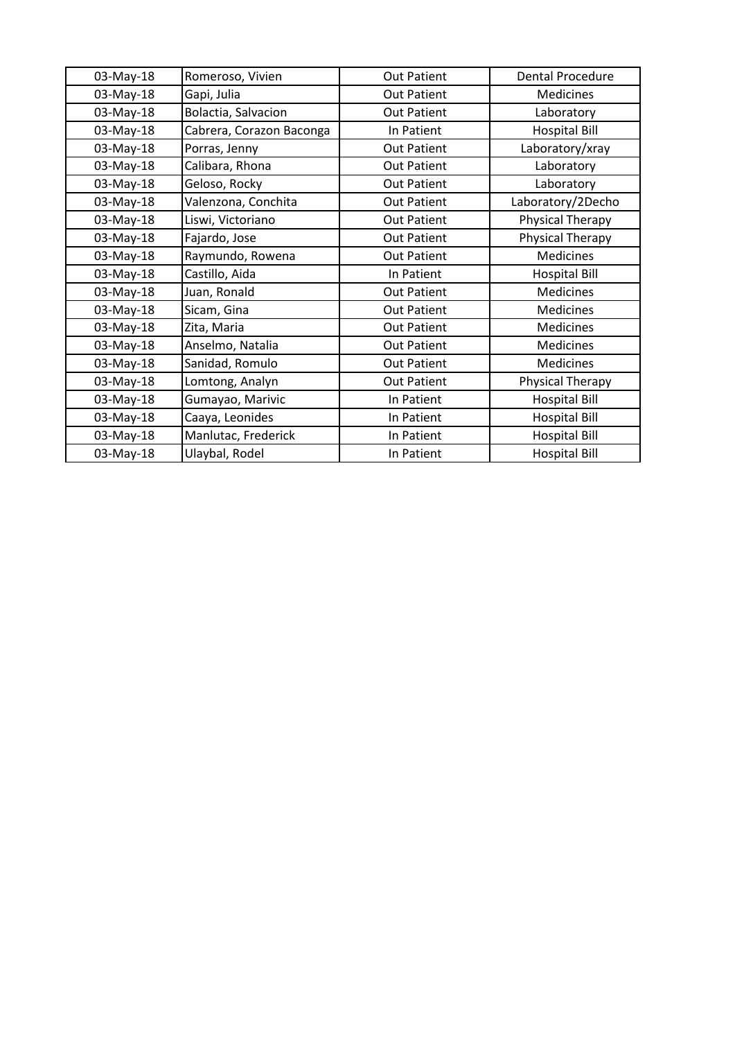| | | | |
|---|---|---|---|
| 03-May-18 | Romeroso, Vivien | Out Patient | Dental Procedure |
| 03-May-18 | Gapi, Julia | Out Patient | Medicines |
| 03-May-18 | Bolactia, Salvacion | Out Patient | Laboratory |
| 03-May-18 | Cabrera, Corazon Baconga | In Patient | Hospital Bill |
| 03-May-18 | Porras, Jenny | Out Patient | Laboratory/xray |
| 03-May-18 | Calibara, Rhona | Out Patient | Laboratory |
| 03-May-18 | Geloso, Rocky | Out Patient | Laboratory |
| 03-May-18 | Valenzona, Conchita | Out Patient | Laboratory/2Decho |
| 03-May-18 | Liswi, Victoriano | Out Patient | Physical Therapy |
| 03-May-18 | Fajardo, Jose | Out Patient | Physical Therapy |
| 03-May-18 | Raymundo, Rowena | Out Patient | Medicines |
| 03-May-18 | Castillo, Aida | In Patient | Hospital Bill |
| 03-May-18 | Juan, Ronald | Out Patient | Medicines |
| 03-May-18 | Sicam, Gina | Out Patient | Medicines |
| 03-May-18 | Zita, Maria | Out Patient | Medicines |
| 03-May-18 | Anselmo, Natalia | Out Patient | Medicines |
| 03-May-18 | Sanidad, Romulo | Out Patient | Medicines |
| 03-May-18 | Lomtong, Analyn | Out Patient | Physical Therapy |
| 03-May-18 | Gumayao, Marivic | In Patient | Hospital Bill |
| 03-May-18 | Caaya, Leonides | In Patient | Hospital Bill |
| 03-May-18 | Manlutac, Frederick | In Patient | Hospital Bill |
| 03-May-18 | Ulaybal, Rodel | In Patient | Hospital Bill |